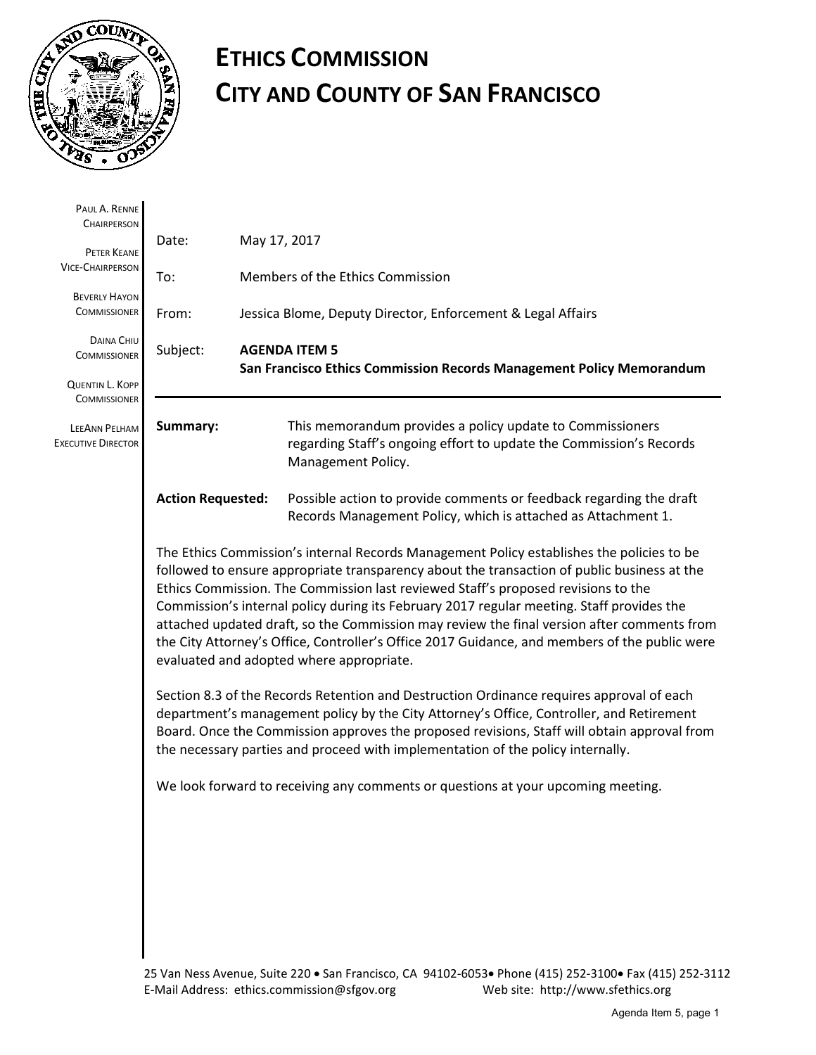# ETHICS COMMISSION
# CITY AND COUNTY OF SAN FRANCISCO

PAUL A. RENNE
CHAIRPERSON

PETER KEANE
VICE-CHAIRPERSON

BEVERLY HAYON
COMMISSIONER

DAINA CHIU
COMMISSIONER

QUENTIN L. KOPP
COMMISSIONER

LEEANN PELHAM
EXECUTIVE DIRECTOR

Date: May 17, 2017

To: Members of the Ethics Commission

From: Jessica Blome, Deputy Director, Enforcement & Legal Affairs

Subject: **AGENDA ITEM 5**
**San Francisco Ethics Commission Records Management Policy Memorandum**

---

**Summary:** This memorandum provides a policy update to Commissioners regarding Staff's ongoing effort to update the Commission's Records Management Policy.

**Action Requested:** Possible action to provide comments or feedback regarding the draft Records Management Policy, which is attached as Attachment 1.

The Ethics Commission's internal Records Management Policy establishes the policies to be followed to ensure appropriate transparency about the transaction of public business at the Ethics Commission. The Commission last reviewed Staff's proposed revisions to the Commission's internal policy during its February 2017 regular meeting. Staff provides the attached updated draft, so the Commission may review the final version after comments from the City Attorney's Office, Controller's Office 2017 Guidance, and members of the public were evaluated and adopted where appropriate.

Section 8.3 of the Records Retention and Destruction Ordinance requires approval of each department's management policy by the City Attorney's Office, Controller, and Retirement Board. Once the Commission approves the proposed revisions, Staff will obtain approval from the necessary parties and proceed with implementation of the policy internally.

We look forward to receiving any comments or questions at your upcoming meeting.

25 Van Ness Avenue, Suite 220 • San Francisco, CA 94102-6053• Phone (415) 252-3100• Fax (415) 252-3112
E-Mail Address: ethics.commission@sfgov.org Web site: http://www.sfethics.org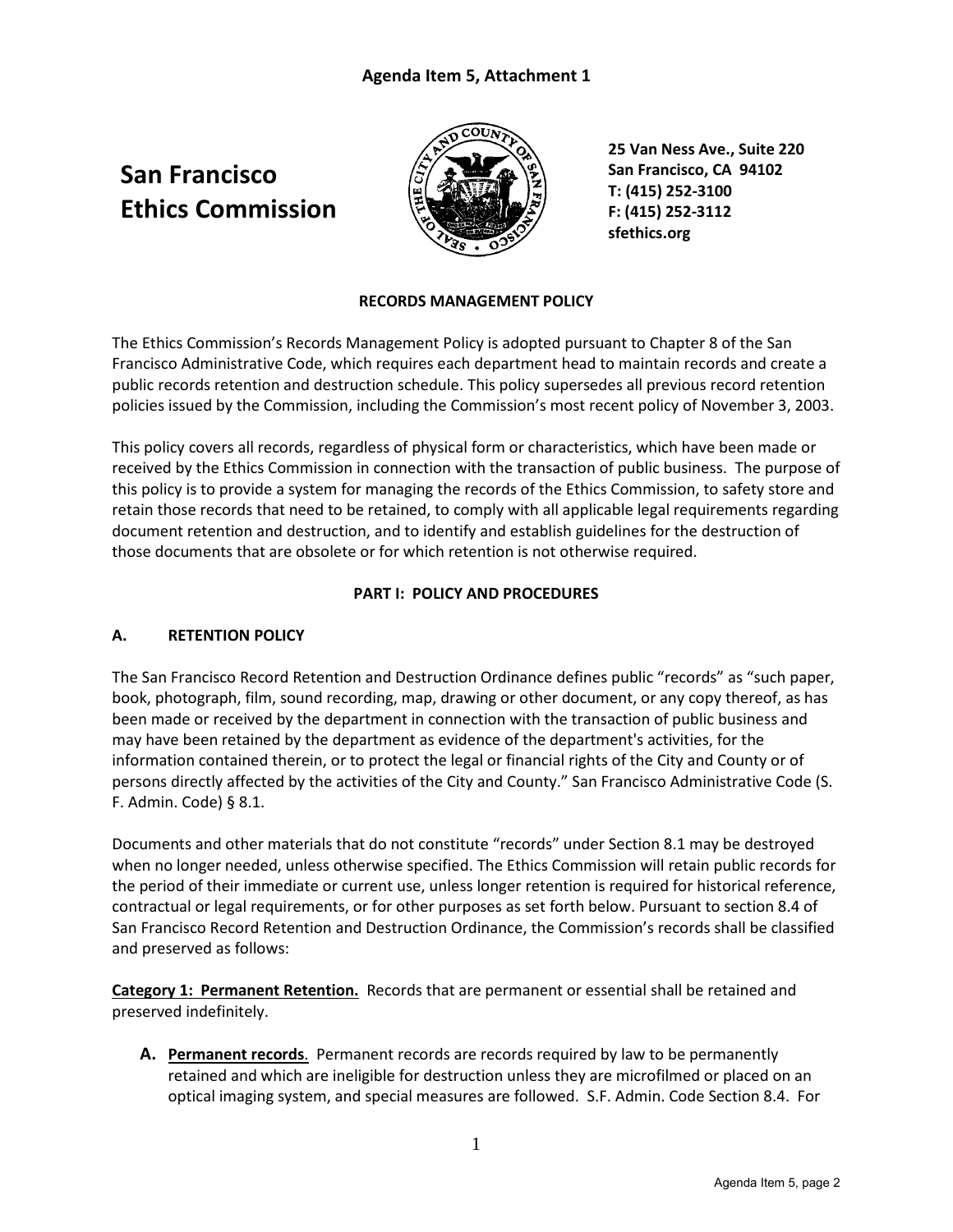**Agenda Item 5, Attachment 1**

# San Francisco Ethics Commission

**25 Van Ness Ave., Suite 220**
**San Francisco, CA 94102**
**T: (415) 252-3100**
**F: (415) 252-3112**
**sfethics.org**

**RECORDS MANAGEMENT POLICY**

The Ethics Commission's Records Management Policy is adopted pursuant to Chapter 8 of the San Francisco Administrative Code, which requires each department head to maintain records and create a public records retention and destruction schedule. This policy supersedes all previous record retention policies issued by the Commission, including the Commission's most recent policy of November 3, 2003.

This policy covers all records, regardless of physical form or characteristics, which have been made or received by the Ethics Commission in connection with the transaction of public business. The purpose of this policy is to provide a system for managing the records of the Ethics Commission, to safety store and retain those records that need to be retained, to comply with all applicable legal requirements regarding document retention and destruction, and to identify and establish guidelines for the destruction of those documents that are obsolete or for which retention is not otherwise required.

## PART I: POLICY AND PROCEDURES

### A. RETENTION POLICY

The San Francisco Record Retention and Destruction Ordinance defines public "records" as "such paper, book, photograph, film, sound recording, map, drawing or other document, or any copy thereof, as has been made or received by the department in connection with the transaction of public business and may have been retained by the department as evidence of the department's activities, for the information contained therein, or to protect the legal or financial rights of the City and County or of persons directly affected by the activities of the City and County." San Francisco Administrative Code (S. F. Admin. Code) § 8.1.

Documents and other materials that do not constitute "records" under Section 8.1 may be destroyed when no longer needed, unless otherwise specified. The Ethics Commission will retain public records for the period of their immediate or current use, unless longer retention is required for historical reference, contractual or legal requirements, or for other purposes as set forth below. Pursuant to section 8.4 of San Francisco Record Retention and Destruction Ordinance, the Commission's records shall be classified and preserved as follows:

**Category 1: Permanent Retention.** Records that are permanent or essential shall be retained and preserved indefinitely.

**A. Permanent records**. Permanent records are records required by law to be permanently retained and which are ineligible for destruction unless they are microfilmed or placed on an optical imaging system, and special measures are followed. S.F. Admin. Code Section 8.4. For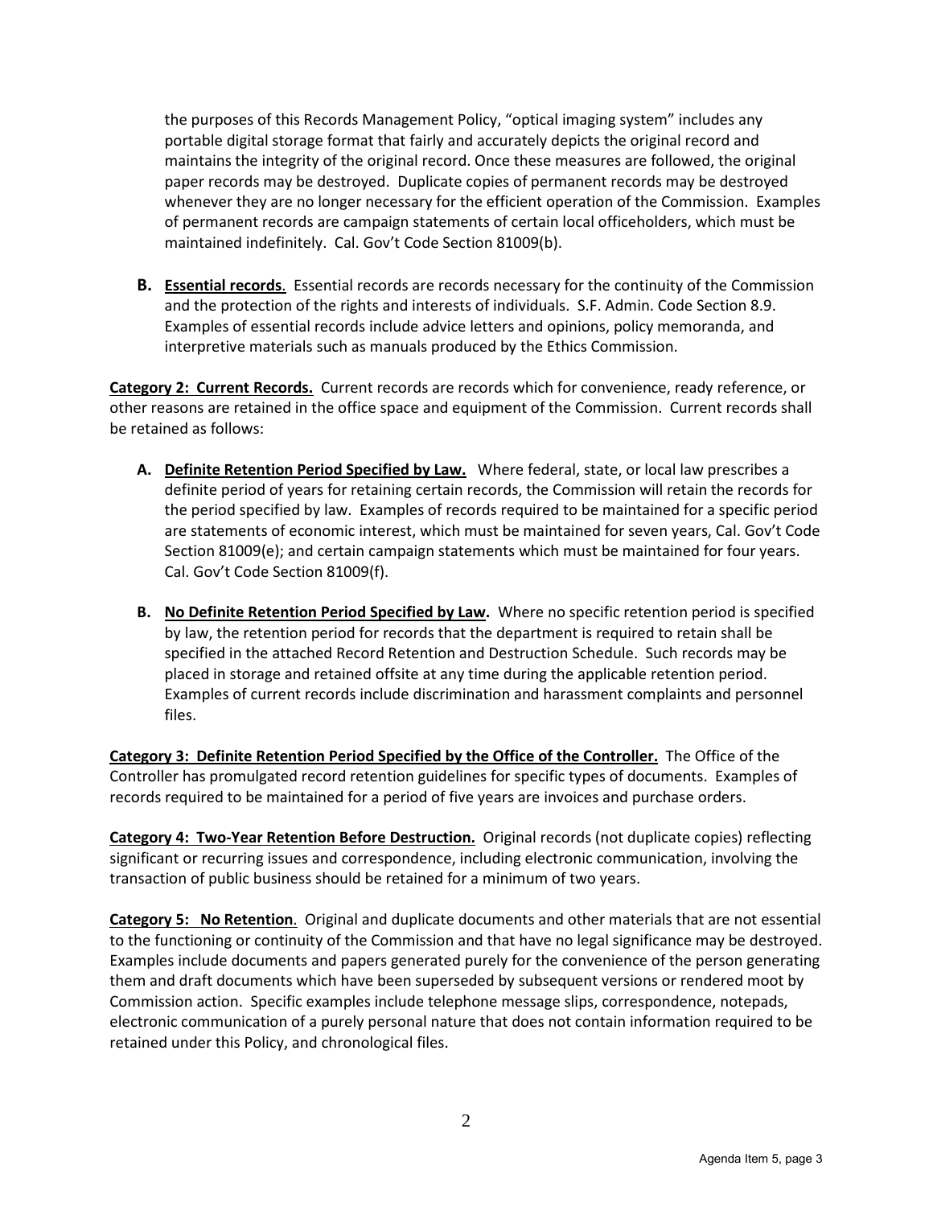the purposes of this Records Management Policy, "optical imaging system" includes any portable digital storage format that fairly and accurately depicts the original record and maintains the integrity of the original record. Once these measures are followed, the original paper records may be destroyed. Duplicate copies of permanent records may be destroyed whenever they are no longer necessary for the efficient operation of the Commission. Examples of permanent records are campaign statements of certain local officeholders, which must be maintained indefinitely. Cal. Gov't Code Section 81009(b).

**B. <u>Essential records</u>.** Essential records are records necessary for the continuity of the Commission and the protection of the rights and interests of individuals. S.F. Admin. Code Section 8.9. Examples of essential records include advice letters and opinions, policy memoranda, and interpretive materials such as manuals produced by the Ethics Commission.

**<u>Category 2: Current Records.</u>** Current records are records which for convenience, ready reference, or other reasons are retained in the office space and equipment of the Commission. Current records shall be retained as follows:

**A. <u>Definite Retention Period Specified by Law.</u>** Where federal, state, or local law prescribes a definite period of years for retaining certain records, the Commission will retain the records for the period specified by law. Examples of records required to be maintained for a specific period are statements of economic interest, which must be maintained for seven years, Cal. Gov't Code Section 81009(e); and certain campaign statements which must be maintained for four years. Cal. Gov't Code Section 81009(f).

**B. <u>No Definite Retention Period Specified by Law</u>.** Where no specific retention period is specified by law, the retention period for records that the department is required to retain shall be specified in the attached Record Retention and Destruction Schedule. Such records may be placed in storage and retained offsite at any time during the applicable retention period. Examples of current records include discrimination and harassment complaints and personnel files.

**<u>Category 3: Definite Retention Period Specified by the Office of the Controller.</u>** The Office of the Controller has promulgated record retention guidelines for specific types of documents. Examples of records required to be maintained for a period of five years are invoices and purchase orders.

**<u>Category 4: Two-Year Retention Before Destruction.</u>** Original records (not duplicate copies) reflecting significant or recurring issues and correspondence, including electronic communication, involving the transaction of public business should be retained for a minimum of two years.

**<u>Category 5: No Retention</u>.** Original and duplicate documents and other materials that are not essential to the functioning or continuity of the Commission and that have no legal significance may be destroyed. Examples include documents and papers generated purely for the convenience of the person generating them and draft documents which have been superseded by subsequent versions or rendered moot by Commission action. Specific examples include telephone message slips, correspondence, notepads, electronic communication of a purely personal nature that does not contain information required to be retained under this Policy, and chronological files.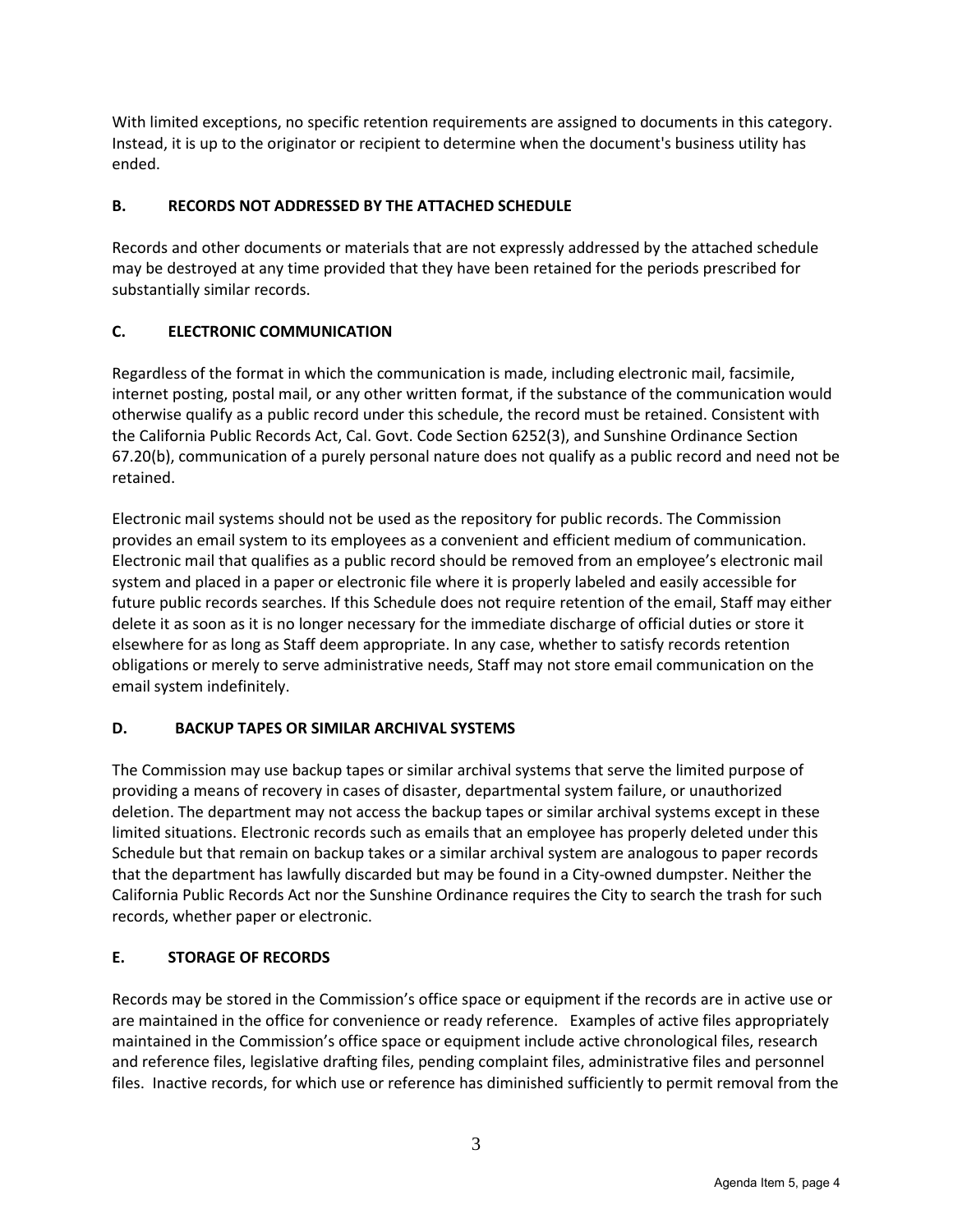With limited exceptions, no specific retention requirements are assigned to documents in this category. Instead, it is up to the originator or recipient to determine when the document's business utility has ended.

## B. RECORDS NOT ADDRESSED BY THE ATTACHED SCHEDULE

Records and other documents or materials that are not expressly addressed by the attached schedule may be destroyed at any time provided that they have been retained for the periods prescribed for substantially similar records.

## C. ELECTRONIC COMMUNICATION

Regardless of the format in which the communication is made, including electronic mail, facsimile, internet posting, postal mail, or any other written format, if the substance of the communication would otherwise qualify as a public record under this schedule, the record must be retained. Consistent with the California Public Records Act, Cal. Govt. Code Section 6252(3), and Sunshine Ordinance Section 67.20(b), communication of a purely personal nature does not qualify as a public record and need not be retained.

Electronic mail systems should not be used as the repository for public records. The Commission provides an email system to its employees as a convenient and efficient medium of communication. Electronic mail that qualifies as a public record should be removed from an employee's electronic mail system and placed in a paper or electronic file where it is properly labeled and easily accessible for future public records searches. If this Schedule does not require retention of the email, Staff may either delete it as soon as it is no longer necessary for the immediate discharge of official duties or store it elsewhere for as long as Staff deem appropriate. In any case, whether to satisfy records retention obligations or merely to serve administrative needs, Staff may not store email communication on the email system indefinitely.

## D. BACKUP TAPES OR SIMILAR ARCHIVAL SYSTEMS

The Commission may use backup tapes or similar archival systems that serve the limited purpose of providing a means of recovery in cases of disaster, departmental system failure, or unauthorized deletion. The department may not access the backup tapes or similar archival systems except in these limited situations. Electronic records such as emails that an employee has properly deleted under this Schedule but that remain on backup takes or a similar archival system are analogous to paper records that the department has lawfully discarded but may be found in a City-owned dumpster. Neither the California Public Records Act nor the Sunshine Ordinance requires the City to search the trash for such records, whether paper or electronic.

## E. STORAGE OF RECORDS

Records may be stored in the Commission's office space or equipment if the records are in active use or are maintained in the office for convenience or ready reference. Examples of active files appropriately maintained in the Commission's office space or equipment include active chronological files, research and reference files, legislative drafting files, pending complaint files, administrative files and personnel files. Inactive records, for which use or reference has diminished sufficiently to permit removal from the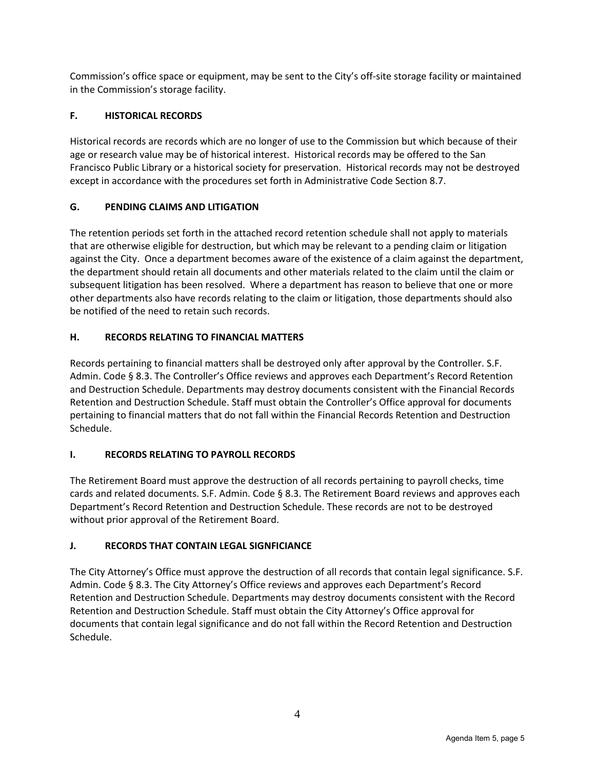Commission's office space or equipment, may be sent to the City's off-site storage facility or maintained in the Commission's storage facility.

### F. HISTORICAL RECORDS

Historical records are records which are no longer of use to the Commission but which because of their age or research value may be of historical interest. Historical records may be offered to the San Francisco Public Library or a historical society for preservation. Historical records may not be destroyed except in accordance with the procedures set forth in Administrative Code Section 8.7.

### G. PENDING CLAIMS AND LITIGATION

The retention periods set forth in the attached record retention schedule shall not apply to materials that are otherwise eligible for destruction, but which may be relevant to a pending claim or litigation against the City. Once a department becomes aware of the existence of a claim against the department, the department should retain all documents and other materials related to the claim until the claim or subsequent litigation has been resolved. Where a department has reason to believe that one or more other departments also have records relating to the claim or litigation, those departments should also be notified of the need to retain such records.

### H. RECORDS RELATING TO FINANCIAL MATTERS

Records pertaining to financial matters shall be destroyed only after approval by the Controller. S.F. Admin. Code § 8.3. The Controller's Office reviews and approves each Department's Record Retention and Destruction Schedule. Departments may destroy documents consistent with the Financial Records Retention and Destruction Schedule. Staff must obtain the Controller's Office approval for documents pertaining to financial matters that do not fall within the Financial Records Retention and Destruction Schedule.

### I. RECORDS RELATING TO PAYROLL RECORDS

The Retirement Board must approve the destruction of all records pertaining to payroll checks, time cards and related documents. S.F. Admin. Code § 8.3. The Retirement Board reviews and approves each Department's Record Retention and Destruction Schedule. These records are not to be destroyed without prior approval of the Retirement Board.

### J. RECORDS THAT CONTAIN LEGAL SIGNFICIANCE

The City Attorney's Office must approve the destruction of all records that contain legal significance. S.F. Admin. Code § 8.3. The City Attorney's Office reviews and approves each Department's Record Retention and Destruction Schedule. Departments may destroy documents consistent with the Record Retention and Destruction Schedule. Staff must obtain the City Attorney's Office approval for documents that contain legal significance and do not fall within the Record Retention and Destruction Schedule.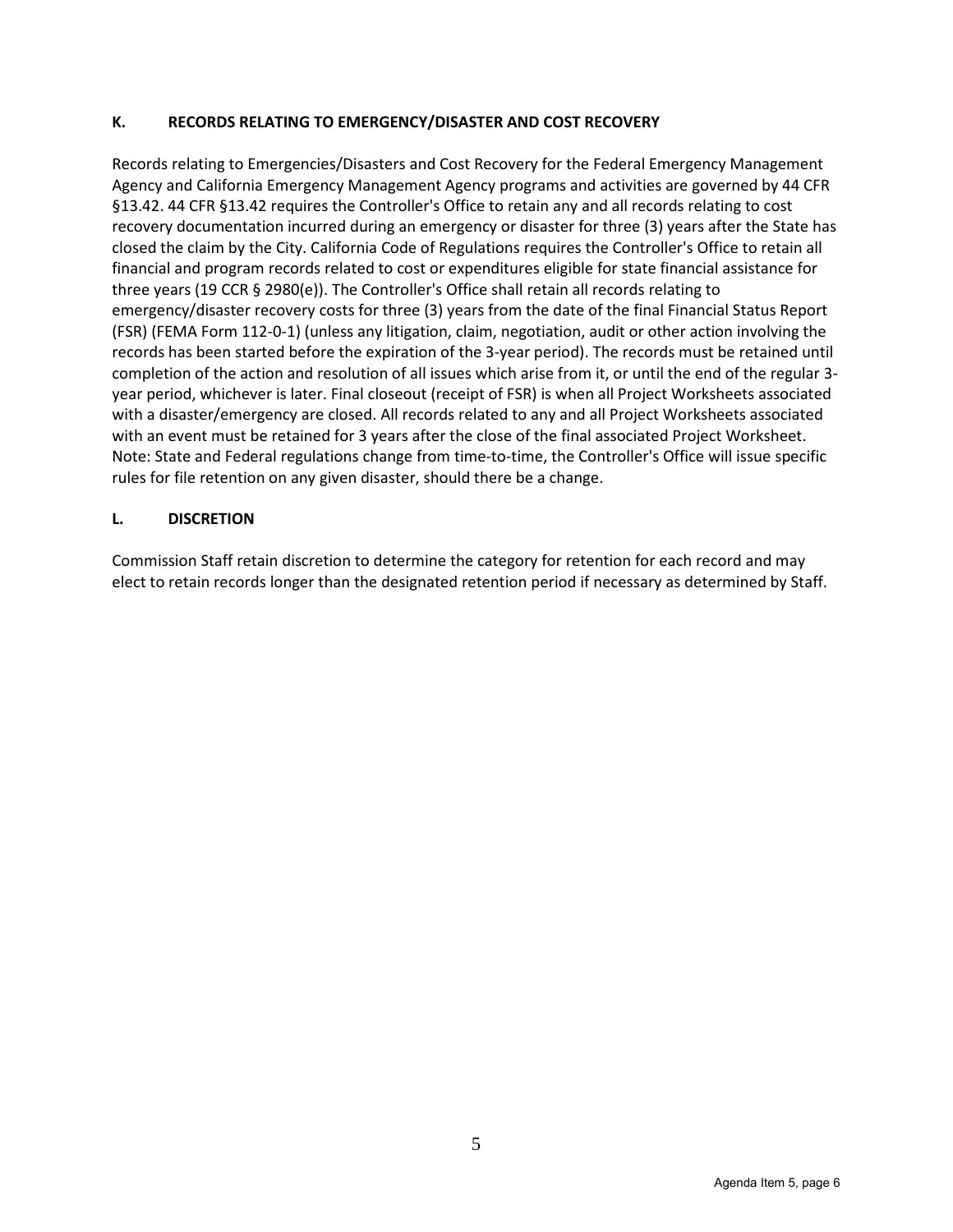## K. RECORDS RELATING TO EMERGENCY/DISASTER AND COST RECOVERY

Records relating to Emergencies/Disasters and Cost Recovery for the Federal Emergency Management Agency and California Emergency Management Agency programs and activities are governed by 44 CFR §13.42. 44 CFR §13.42 requires the Controller's Office to retain any and all records relating to cost recovery documentation incurred during an emergency or disaster for three (3) years after the State has closed the claim by the City. California Code of Regulations requires the Controller's Office to retain all financial and program records related to cost or expenditures eligible for state financial assistance for three years (19 CCR § 2980(e)). The Controller's Office shall retain all records relating to emergency/disaster recovery costs for three (3) years from the date of the final Financial Status Report (FSR) (FEMA Form 112-0-1) (unless any litigation, claim, negotiation, audit or other action involving the records has been started before the expiration of the 3-year period). The records must be retained until completion of the action and resolution of all issues which arise from it, or until the end of the regular 3-year period, whichever is later. Final closeout (receipt of FSR) is when all Project Worksheets associated with a disaster/emergency are closed. All records related to any and all Project Worksheets associated with an event must be retained for 3 years after the close of the final associated Project Worksheet. Note: State and Federal regulations change from time-to-time, the Controller's Office will issue specific rules for file retention on any given disaster, should there be a change.

## L. DISCRETION

Commission Staff retain discretion to determine the category for retention for each record and may elect to retain records longer than the designated retention period if necessary as determined by Staff.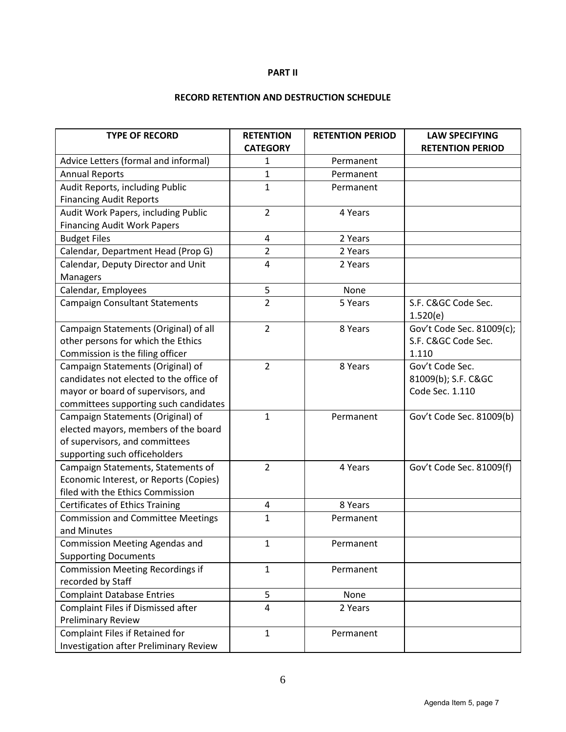**PART II**

**RECORD RETENTION AND DESTRUCTION SCHEDULE**

| TYPE OF RECORD | RETENTION CATEGORY | RETENTION PERIOD | LAW SPECIFYING RETENTION PERIOD |
|---|---|---|---|
| Advice Letters (formal and informal) | 1 | Permanent | |
| Annual Reports | 1 | Permanent | |
| Audit Reports, including Public Financing Audit Reports | 1 | Permanent | |
| Audit Work Papers, including Public Financing Audit Work Papers | 2 | 4 Years | |
| Budget Files | 4 | 2 Years | |
| Calendar, Department Head (Prop G) | 2 | 2 Years | |
| Calendar, Deputy Director and Unit Managers | 4 | 2 Years | |
| Calendar, Employees | 5 | None | |
| Campaign Consultant Statements | 2 | 5 Years | S.F. C&GC Code Sec. 1.520(e) |
| Campaign Statements (Original) of all other persons for which the Ethics Commission is the filing officer | 2 | 8 Years | Gov't Code Sec. 81009(c); S.F. C&GC Code Sec. 1.110 |
| Campaign Statements (Original) of candidates not elected to the office of mayor or board of supervisors, and committees supporting such candidates | 2 | 8 Years | Gov't Code Sec. 81009(b); S.F. C&GC Code Sec. 1.110 |
| Campaign Statements (Original) of elected mayors, members of the board of supervisors, and committees supporting such officeholders | 1 | Permanent | Gov't Code Sec. 81009(b) |
| Campaign Statements, Statements of Economic Interest, or Reports (Copies) filed with the Ethics Commission | 2 | 4 Years | Gov't Code Sec. 81009(f) |
| Certificates of Ethics Training | 4 | 8 Years | |
| Commission and Committee Meetings and Minutes | 1 | Permanent | |
| Commission Meeting Agendas and Supporting Documents | 1 | Permanent | |
| Commission Meeting Recordings if recorded by Staff | 1 | Permanent | |
| Complaint Database Entries | 5 | None | |
| Complaint Files if Dismissed after Preliminary Review | 4 | 2 Years | |
| Complaint Files if Retained for Investigation after Preliminary Review | 1 | Permanent | |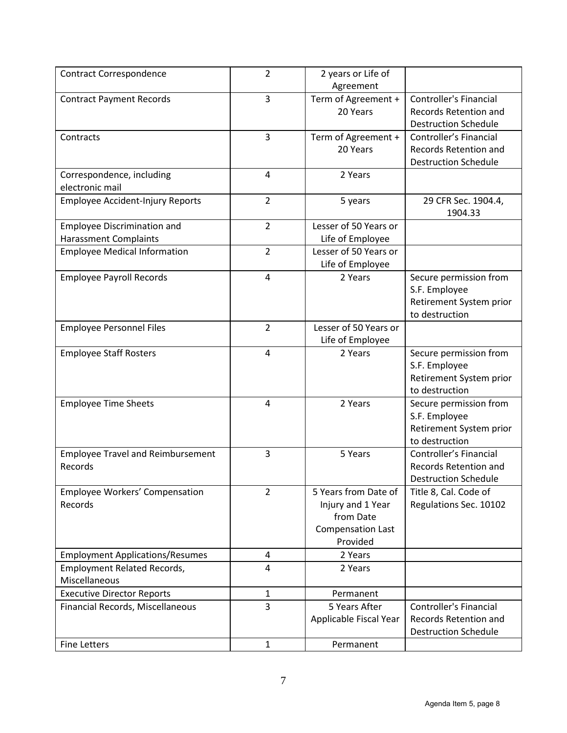| Contract Correspondence | 2 | 2 years or Life of Agreement | |
|---|---|---|---|
| Contract Payment Records | 3 | Term of Agreement + 20 Years | Controller's Financial Records Retention and Destruction Schedule |
| Contracts | 3 | Term of Agreement + 20 Years | Controller's Financial Records Retention and Destruction Schedule |
| Correspondence, including electronic mail | 4 | 2 Years | |
| Employee Accident-Injury Reports | 2 | 5 years | 29 CFR Sec. 1904.4, 1904.33 |
| Employee Discrimination and Harassment Complaints | 2 | Lesser of 50 Years or Life of Employee | |
| Employee Medical Information | 2 | Lesser of 50 Years or Life of Employee | |
| Employee Payroll Records | 4 | 2 Years | Secure permission from S.F. Employee Retirement System prior to destruction |
| Employee Personnel Files | 2 | Lesser of 50 Years or Life of Employee | |
| Employee Staff Rosters | 4 | 2 Years | Secure permission from S.F. Employee Retirement System prior to destruction |
| Employee Time Sheets | 4 | 2 Years | Secure permission from S.F. Employee Retirement System prior to destruction |
| Employee Travel and Reimbursement Records | 3 | 5 Years | Controller's Financial Records Retention and Destruction Schedule |
| Employee Workers' Compensation Records | 2 | 5 Years from Date of Injury and 1 Year from Date Compensation Last Provided | Title 8, Cal. Code of Regulations Sec. 10102 |
| Employment Applications/Resumes | 4 | 2 Years | |
| Employment Related Records, Miscellaneous | 4 | 2 Years | |
| Executive Director Reports | 1 | Permanent | |
| Financial Records, Miscellaneous | 3 | 5 Years After Applicable Fiscal Year | Controller's Financial Records Retention and Destruction Schedule |
| Fine Letters | 1 | Permanent | |

Agenda Item 5, page 8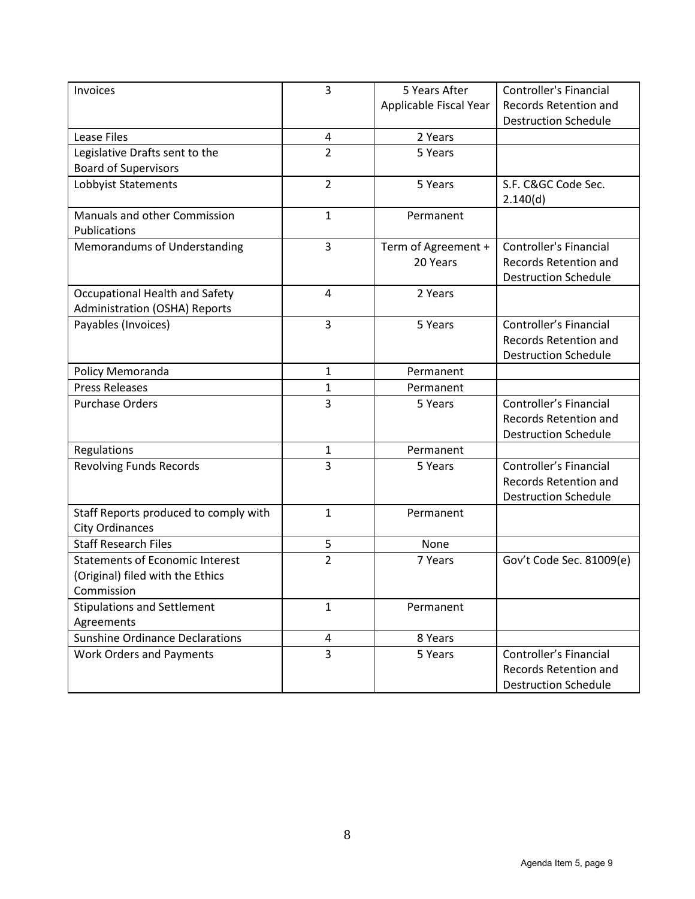| Invoices | 3 | 5 Years After Applicable Fiscal Year | Controller's Financial Records Retention and Destruction Schedule |
|---|---|---|---|
| Lease Files | 4 | 2 Years | |
| Legislative Drafts sent to the Board of Supervisors | 2 | 5 Years | |
| Lobbyist Statements | 2 | 5 Years | S.F. C&GC Code Sec. 2.140(d) |
| Manuals and other Commission Publications | 1 | Permanent | |
| Memorandums of Understanding | 3 | Term of Agreement + 20 Years | Controller's Financial Records Retention and Destruction Schedule |
| Occupational Health and Safety Administration (OSHA) Reports | 4 | 2 Years | |
| Payables (Invoices) | 3 | 5 Years | Controller's Financial Records Retention and Destruction Schedule |
| Policy Memoranda | 1 | Permanent | |
| Press Releases | 1 | Permanent | |
| Purchase Orders | 3 | 5 Years | Controller's Financial Records Retention and Destruction Schedule |
| Regulations | 1 | Permanent | |
| Revolving Funds Records | 3 | 5 Years | Controller's Financial Records Retention and Destruction Schedule |
| Staff Reports produced to comply with City Ordinances | 1 | Permanent | |
| Staff Research Files | 5 | None | |
| Statements of Economic Interest (Original) filed with the Ethics Commission | 2 | 7 Years | Gov't Code Sec. 81009(e) |
| Stipulations and Settlement Agreements | 1 | Permanent | |
| Sunshine Ordinance Declarations | 4 | 8 Years | |
| Work Orders and Payments | 3 | 5 Years | Controller's Financial Records Retention and Destruction Schedule |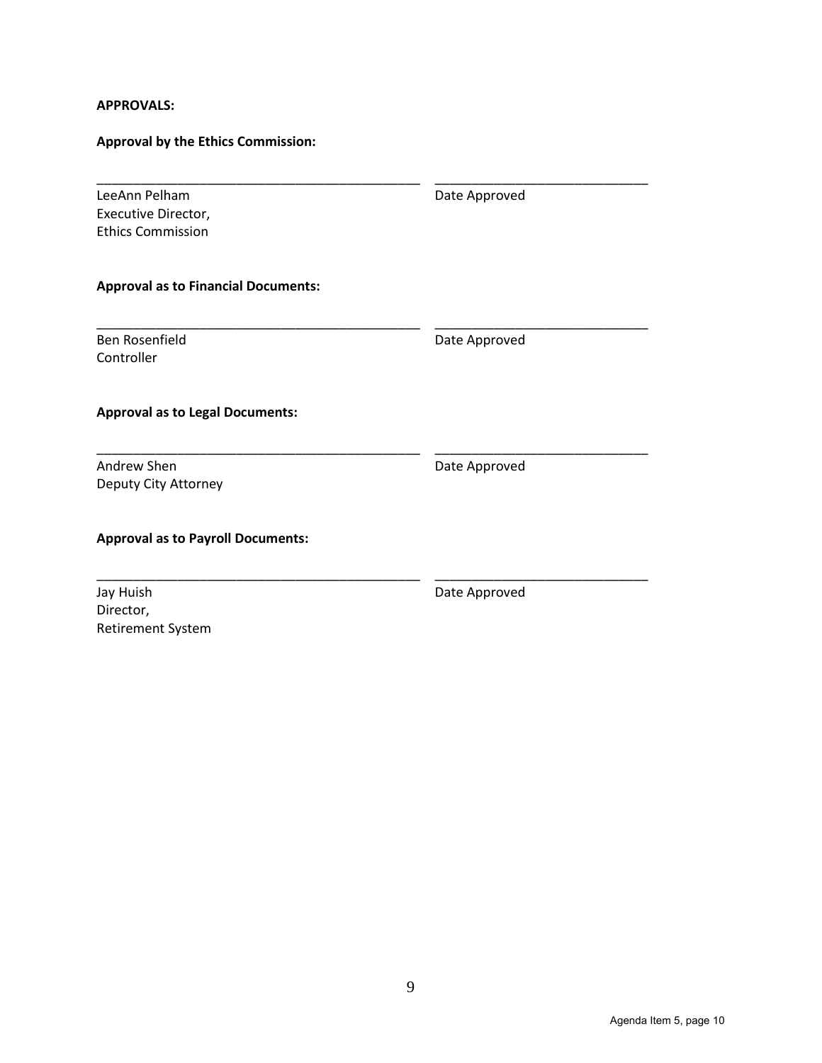**APPROVALS:**

**Approval by the Ethics Commission:**

_____________________________________________ _____________________________

LeeAnn Pelham
Executive Director,
Ethics Commission

Date Approved

**Approval as to Financial Documents:**

_____________________________________________ _____________________________

Ben Rosenfield
Controller

Date Approved

**Approval as to Legal Documents:**

_____________________________________________ _____________________________

Andrew Shen
Deputy City Attorney

Date Approved

**Approval as to Payroll Documents:**

_____________________________________________ _____________________________

Jay Huish
Director,
Retirement System

Date Approved

Agenda Item 5, page 10